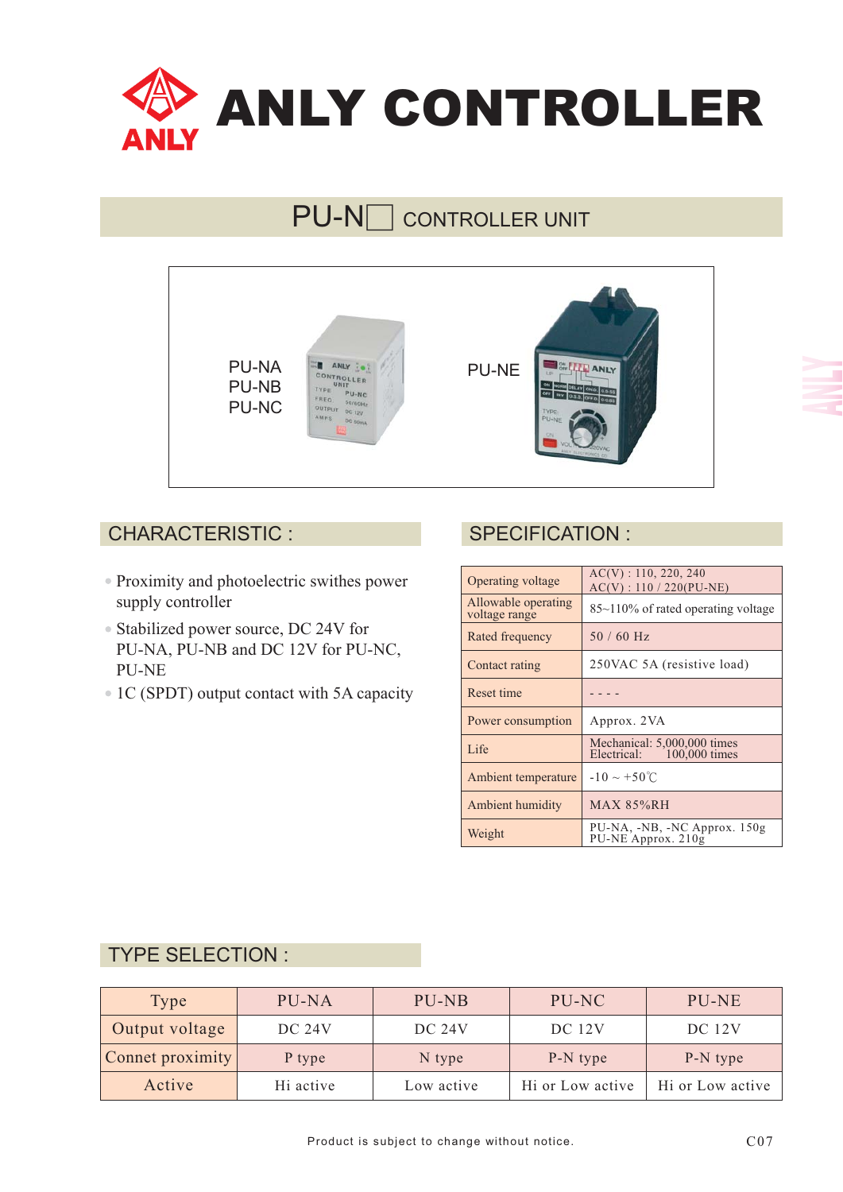# ANLY CONTROLLER

## PU-N□ CONTROLLER UNIT

PU-NA
PU-NB
PU-NC

PU-NE

## CHARACTERISTIC :

- Proximity and photoelectric swithes power supply controller
- Stabilized power source, DC 24V for PU-NA, PU-NB and DC 12V for PU-NC, PU-NE
- 1C (SPDT) output contact with 5A capacity

## SPECIFICATION :

| | |
|---|---|
| Operating voltage | AC(V) : 110, 220, 240<br>AC(V) : 110 / 220(PU-NE) |
| Allowable operating voltage range | 85~110% of rated operating voltage |
| Rated frequency | 50 / 60 Hz |
| Contact rating | 250VAC 5A (resistive load) |
| Reset time | - - - - |
| Power consumption | Approx. 2VA |
| Life | Mechanical: 5,000,000 times<br>Electrical: 100,000 times |
| Ambient temperature | -10 ~ +50℃ |
| Ambient humidity | MAX 85%RH |
| Weight | PU-NA, -NB, -NC Approx. 150g<br>PU-NE Approx. 210g |

## TYPE SELECTION :

| Type | PU-NA | PU-NB | PU-NC | PU-NE |
|---|---|---|---|---|
| Output voltage | DC 24V | DC 24V | DC 12V | DC 12V |
| Connet proximity | P type | N type | P-N type | P-N type |
| Active | Hi active | Low active | Hi or Low active | Hi or Low active |

Product is subject to change without notice.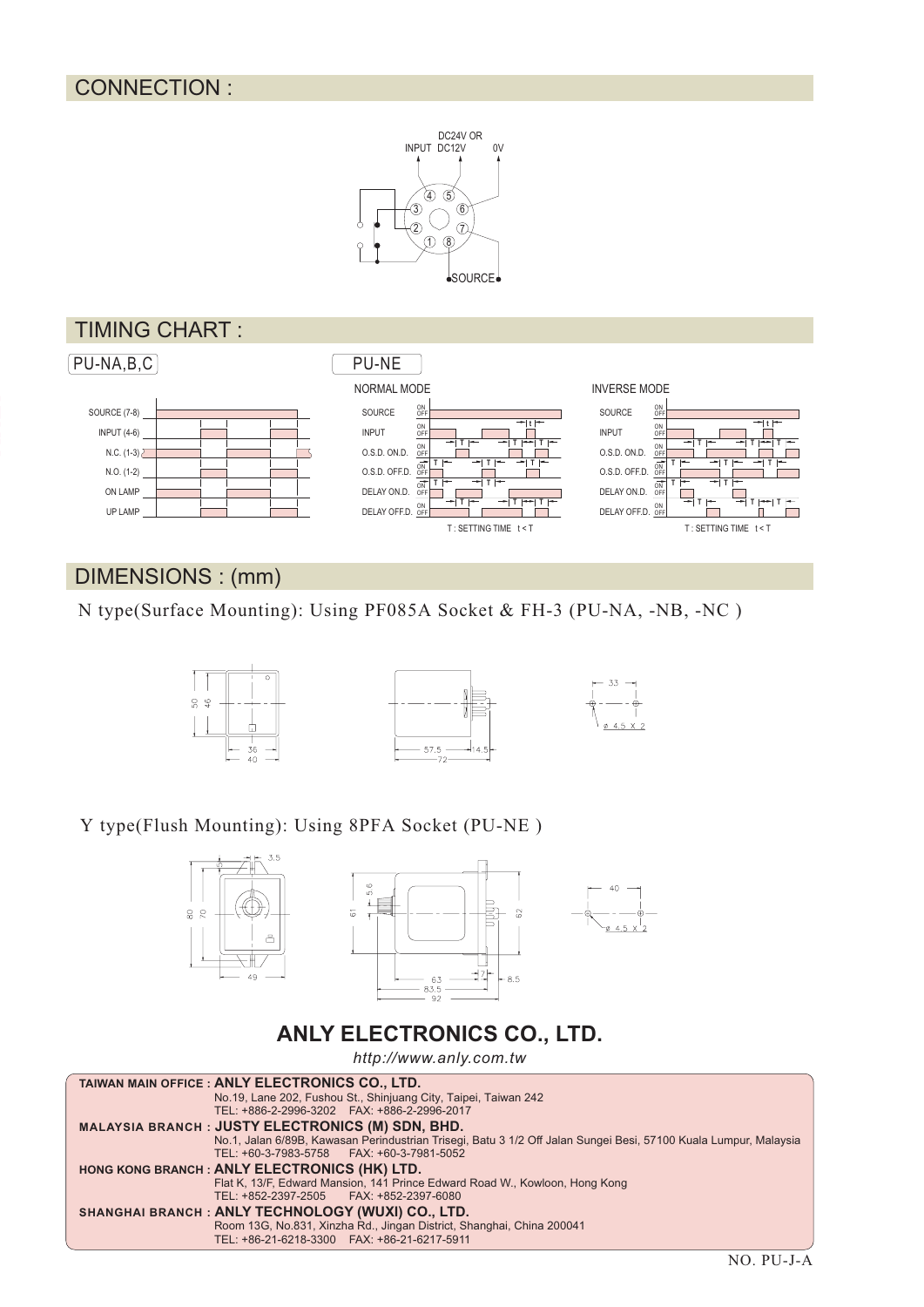## CONNECTION :

DC24V OR
INPUT DC12V 0V

4 5
3 6
2 7
1 8

SOURCE

## TIMING CHART :

PU-NA,B,C

SOURCE (7-8)
INPUT (4-6)
N.C. (1-3)
N.O. (1-2)
ON LAMP
UP LAMP

PU-NE

NORMAL MODE

SOURCE ON OFF
INPUT ON OFF
O.S.D. ON.D. ON OFF
O.S.D. OFF.D. ON OFF
DELAY ON.D. ON OFF
DELAY OFF.D. ON OFF

T t

T : SETTING TIME t < T

INVERSE MODE

SOURCE ON OFF
INPUT ON OFF
O.S.D. ON.D. ON OFF
O.S.D. OFF.D. ON OFF
DELAY ON.D. ON OFF
DELAY OFF.D. ON OFF

T t

T : SETTING TIME t < T

## DIMENSIONS : (mm)

N type(Surface Mounting): Using PF085A Socket & FH-3 (PU-NA, -NB, -NC )

50 46 36 40

57.5 14.5 72

33

ø 4.5 X 2

Y type(Flush Mounting): Using 8PFA Socket (PU-NE )

80 70 15 3.5 49

61 5.6 62 63 83.5 92 7 8.5

40

ø 4.5 X 2

# ANLY ELECTRONICS CO., LTD.

*http://www.anly.com.tw*

**TAIWAN MAIN OFFICE : ANLY ELECTRONICS CO., LTD.**
No.19, Lane 202, Fushou St., Shinjuang City, Taipei, Taiwan 242
TEL: +886-2-2996-3202 FAX: +886-2-2996-2017

**MALAYSIA BRANCH : JUSTY ELECTRONICS (M) SDN, BHD.**
No.1, Jalan 6/89B, Kawasan Perindustrian Trisegi, Batu 3 1/2 Off Jalan Sungei Besi, 57100 Kuala Lumpur, Malaysia
TEL: +60-3-7983-5758 FAX: +60-3-7981-5052

**HONG KONG BRANCH : ANLY ELECTRONICS (HK) LTD.**
Flat K, 13/F, Edward Mansion, 141 Prince Edward Road W., Kowloon, Hong Kong
TEL: +852-2397-2505 FAX: +852-2397-6080

**SHANGHAI BRANCH : ANLY TECHNOLOGY (WUXI) CO., LTD.**
Room 13G, No.831, Xinzha Rd., Jingan District, Shanghai, China 200041
TEL: +86-21-6218-3300 FAX: +86-21-6217-5911

NO. PU-J-A